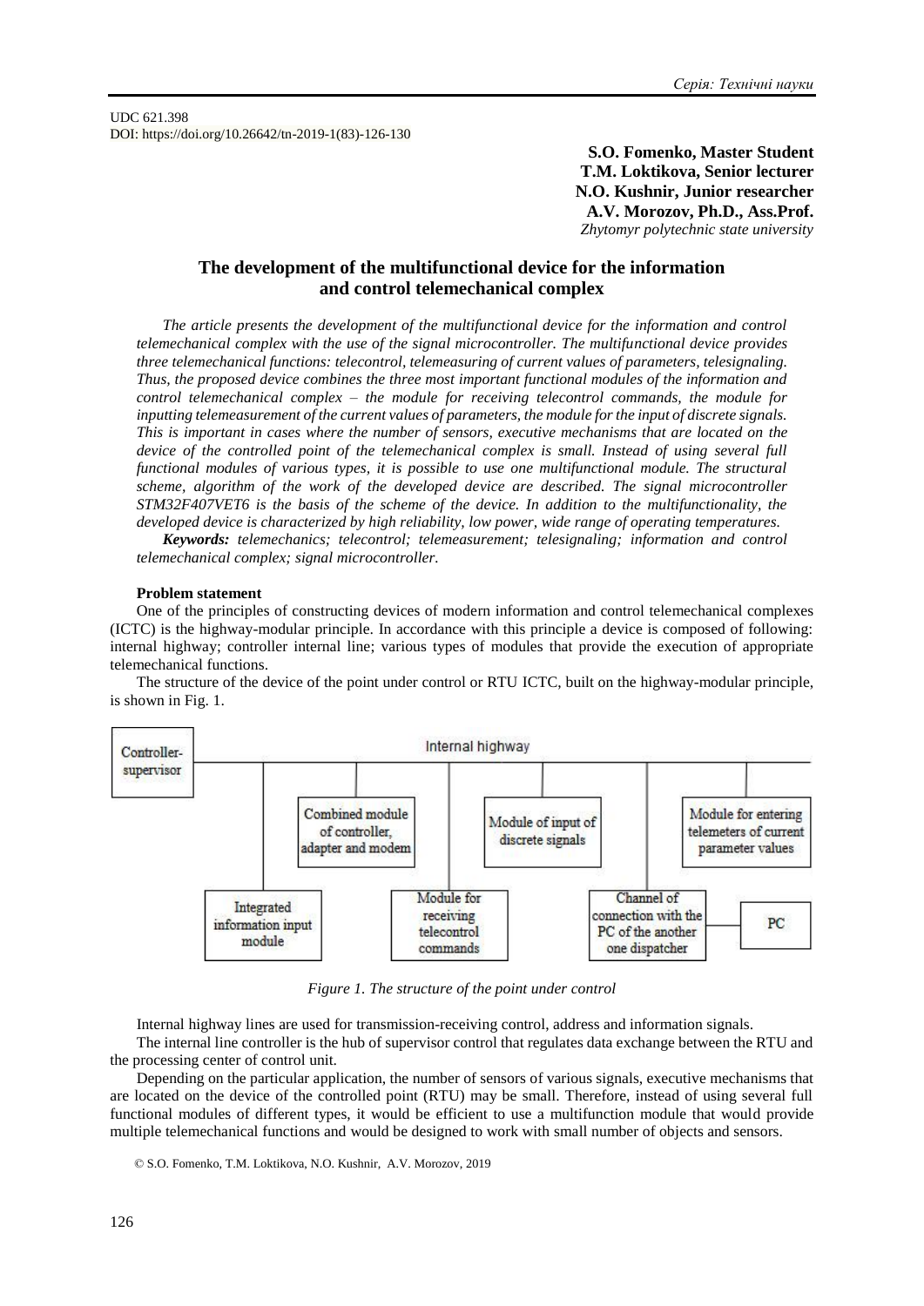UDC 621.398
DOI: https://doi.org/10.26642/tn-2019-1(83)-126-130

**S.O. Fomenko, Master Student**
**T.M. Loktikova, Senior lecturer**
**N.O. Kushnir, Junior researcher**
**A.V. Morozov, Ph.D., Ass.Prof.**
*Zhytomyr polytechnic state university*

# The development of the multifunctional device for the information and control telemechanical complex

*The article presents the development of the multifunctional device for the information and control telemechanical complex with the use of the signal microcontroller. The multifunctional device provides three telemechanical functions: telecontrol, telemeasuring of current values of parameters, telesignaling. Thus, the proposed device combines the three most important functional modules of the information and control telemechanical complex – the module for receiving telecontrol commands, the module for inputting telemeasurement of the current values of parameters, the module for the input of discrete signals. This is important in cases where the number of sensors, executive mechanisms that are located on the device of the controlled point of the telemechanical complex is small. Instead of using several full functional modules of various types, it is possible to use one multifunctional module. The structural scheme, algorithm of the work of the developed device are described. The signal microcontroller STM32F407VET6 is the basis of the scheme of the device. In addition to the multifunctionality, the developed device is characterized by high reliability, low power, wide range of operating temperatures.*

***Keywords:*** *telemechanics; telecontrol; telemeasurement; telesignaling; information and control telemechanical complex; signal microcontroller.*

**Problem statement**

One of the principles of constructing devices of modern information and control telemechanical complexes (ICTC) is the highway-modular principle. In accordance with this principle a device is composed of following: internal highway; controller internal line; various types of modules that provide the execution of appropriate telemechanical functions.

The structure of the device of the point under control or RTU ICTC, built on the highway-modular principle, is shown in Fig. 1.

*Figure 1. The structure of the point under control*

Internal highway lines are used for transmission-receiving control, address and information signals.

The internal line controller is the hub of supervisor control that regulates data exchange between the RTU and the processing center of control unit.

Depending on the particular application, the number of sensors of various signals, executive mechanisms that are located on the device of the controlled point (RTU) may be small. Therefore, instead of using several full functional modules of different types, it would be efficient to use a multifunction module that would provide multiple telemechanical functions and would be designed to work with small number of objects and sensors.

© S.O. Fomenko, T.M. Loktikova, N.O. Kushnir, A.V. Morozov, 2019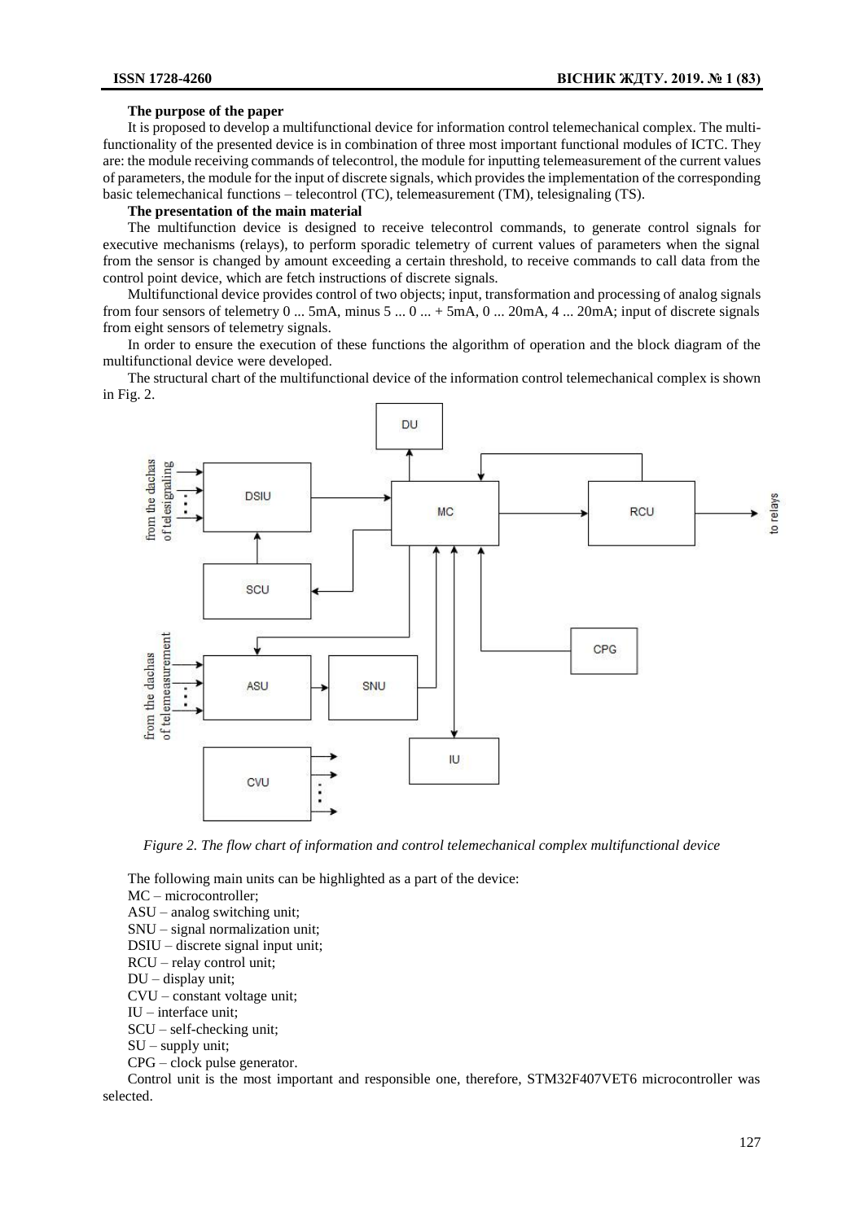**The purpose of the paper**

It is proposed to develop a multifunctional device for information control telemechanical complex. The multi-functionality of the presented device is in combination of three most important functional modules of ICTC. They are: the module receiving commands of telecontrol, the module for inputting telemeasurement of the current values of parameters, the module for the input of discrete signals, which provides the implementation of the corresponding basic telemechanical functions – telecontrol (TC), telemeasurement (TM), telesignaling (TS).

**The presentation of the main material**

The multifunction device is designed to receive telecontrol commands, to generate control signals for executive mechanisms (relays), to perform sporadic telemetry of current values of parameters when the signal from the sensor is changed by amount exceeding a certain threshold, to receive commands to call data from the control point device, which are fetch instructions of discrete signals.

Multifunctional device provides control of two objects; input, transformation and processing of analog signals from four sensors of telemetry 0 ... 5mA, minus 5 ... 0 ... + 5mA, 0 ... 20mA, 4 ... 20mA; input of discrete signals from eight sensors of telemetry signals.

In order to ensure the execution of these functions the algorithm of operation and the block diagram of the multifunctional device were developed.

The structural chart of the multifunctional device of the information control telemechanical complex is shown in Fig. 2.

*Figure 2. The flow chart of information and control telemechanical complex multifunctional device*

The following main units can be highlighted as a part of the device:

MC – microcontroller;
ASU – analog switching unit;
SNU – signal normalization unit;
DSIU – discrete signal input unit;
RCU – relay control unit;
DU – display unit;
CVU – constant voltage unit;
IU – interface unit;
SCU – self-checking unit;
SU – supply unit;
CPG – clock pulse generator.

Control unit is the most important and responsible one, therefore, STM32F407VET6 microcontroller was selected.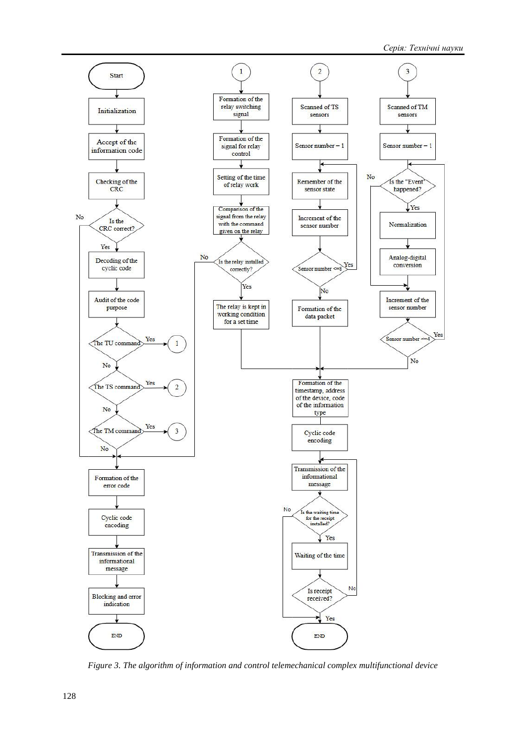Start

Initialization

Accept of the information code

Checking of the CRC

Is the CRC correct? (No / Yes)

Decoding of the cyclic code

Audit of the code purpose

The TU command (Yes → 1; No)

The TS command (Yes → 2; No)

The TM command (Yes → 3; No)

Formation of the error code

Cyclic code encoding

Transmission of the informational message

Blocking and error indication

END

1

Formation of the relay switching signal

Formation of the signal for relay control

Setting of the time of relay work

Comparison of the signal from the relay with the command given on the relay

Is the relay installed correctly? (No / Yes)

The relay is kept in working condition for a set time

2

Scanned of TS sensors

Sensor number = 1

Remember of the sensor state

Increment of the sensor number

Sensor number <=8 (Yes / No)

Formation of the data packet

3

Scanned of TM sensors

Sensor number = 1

Is the "Event" happened? (No / Yes)

Normalization

Analog-digital conversion

Increment of the sensor number

Sensor number <=4 (Yes / No)

Formation of the timestamp, address of the device, code of the information type

Cyclic code encoding

Transmission of the informational message

Is the waiting time for the receipt installed? (No / Yes)

Waiting of the time

Is receipt received? (No / Yes)

END

*Figure 3. The algorithm of information and control telemechanical complex multifunctional device*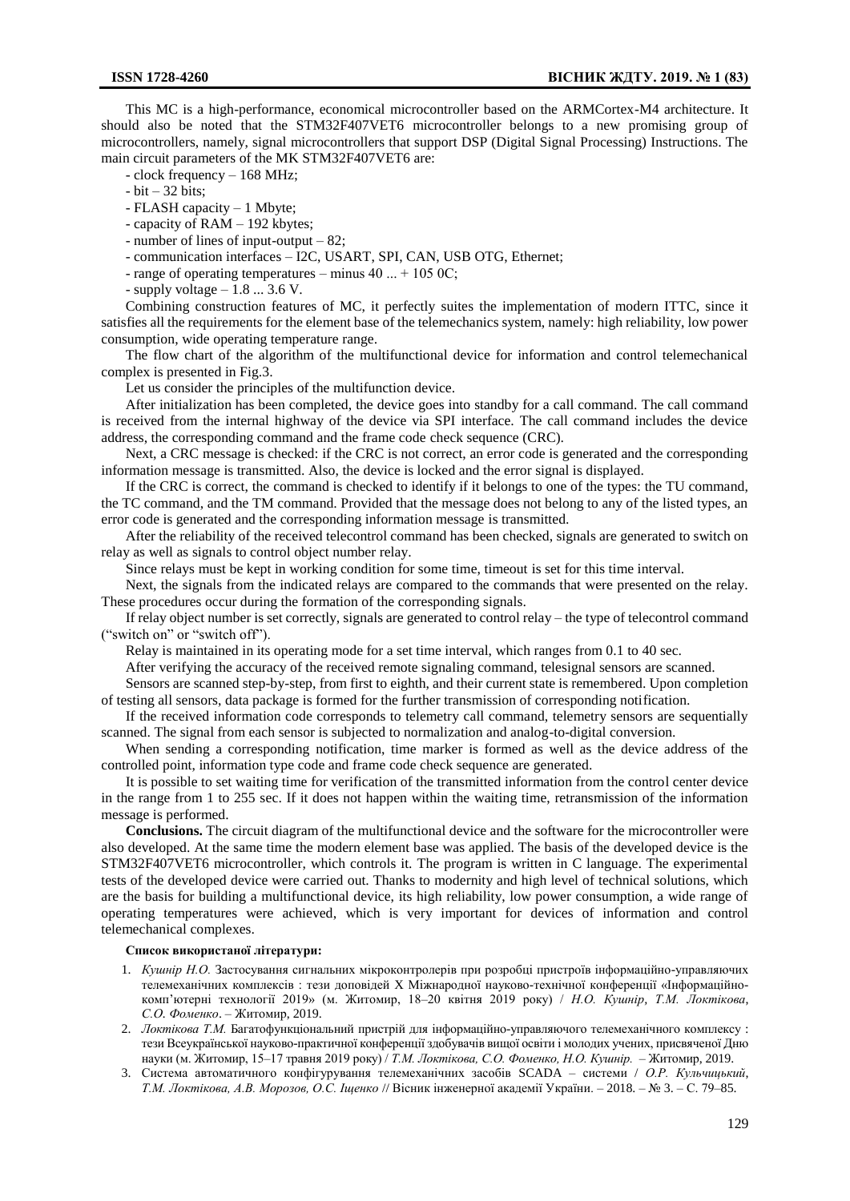This MC is a high-performance, economical microcontroller based on the ARMCortex-M4 architecture. It should also be noted that the STM32F407VET6 microcontroller belongs to a new promising group of microcontrollers, namely, signal microcontrollers that support DSP (Digital Signal Processing) Instructions. The main circuit parameters of the MK STM32F407VET6 are:

- clock frequency – 168 MHz;
- bit – 32 bits;
- FLASH capacity – 1 Mbyte;
- capacity of RAM – 192 kbytes;
- number of lines of input-output – 82;
- communication interfaces – I2C, USART, SPI, CAN, USB OTG, Ethernet;
- range of operating temperatures – minus 40 ... + 105 0C;
- supply voltage – 1.8 ... 3.6 V.

Combining construction features of MC, it perfectly suites the implementation of modern ITTC, since it satisfies all the requirements for the element base of the telemechanics system, namely: high reliability, low power consumption, wide operating temperature range.

The flow chart of the algorithm of the multifunctional device for information and control telemechanical complex is presented in Fig.3.

Let us consider the principles of the multifunction device.

After initialization has been completed, the device goes into standby for a call command. The call command is received from the internal highway of the device via SPI interface. The call command includes the device address, the corresponding command and the frame code check sequence (CRC).

Next, a CRC message is checked: if the CRC is not correct, an error code is generated and the corresponding information message is transmitted. Also, the device is locked and the error signal is displayed.

If the CRC is correct, the command is checked to identify if it belongs to one of the types: the TU command, the TC command, and the TM command. Provided that the message does not belong to any of the listed types, an error code is generated and the corresponding information message is transmitted.

After the reliability of the received telecontrol command has been checked, signals are generated to switch on relay as well as signals to control object number relay.

Since relays must be kept in working condition for some time, timeout is set for this time interval.

Next, the signals from the indicated relays are compared to the commands that were presented on the relay. These procedures occur during the formation of the corresponding signals.

If relay object number is set correctly, signals are generated to control relay – the type of telecontrol command ("switch on" or "switch off").

Relay is maintained in its operating mode for a set time interval, which ranges from 0.1 to 40 sec.

After verifying the accuracy of the received remote signaling command, telesignal sensors are scanned.

Sensors are scanned step-by-step, from first to eighth, and their current state is remembered. Upon completion of testing all sensors, data package is formed for the further transmission of corresponding notification.

If the received information code corresponds to telemetry call command, telemetry sensors are sequentially scanned. The signal from each sensor is subjected to normalization and analog-to-digital conversion.

When sending a corresponding notification, time marker is formed as well as the device address of the controlled point, information type code and frame code check sequence are generated.

It is possible to set waiting time for verification of the transmitted information from the control center device in the range from 1 to 255 sec. If it does not happen within the waiting time, retransmission of the information message is performed.

**Conclusions.** The circuit diagram of the multifunctional device and the software for the microcontroller were also developed. At the same time the modern element base was applied. The basis of the developed device is the STM32F407VET6 microcontroller, which controls it. The program is written in C language. The experimental tests of the developed device were carried out. Thanks to modernity and high level of technical solutions, which are the basis for building a multifunctional device, its high reliability, low power consumption, a wide range of operating temperatures were achieved, which is very important for devices of information and control telemechanical complexes.

**Список використаної літератури:**

1. *Кушнір Н.О.* Застосування сигнальних мікроконтролерів при розробці пристроїв інформаційно-управляючих телемеханічних комплексів : тези доповідей X Міжнародної науково-технічної конференції «Інформаційно-комп'ютерні технології 2019» (м. Житомир, 18–20 квітня 2019 року) / *Н.О. Кушнір, Т.М. Локтікова, С.О. Фоменко*. – Житомир, 2019.
2. *Локтікова Т.М.* Багатофункціональний пристрій для інформаційно-управляючого телемеханічного комплексу : тези Всеукраїнської науково-практичної конференції здобувачів вищої освіти і молодих учених, присвяченої Дню науки (м. Житомир, 15–17 травня 2019 року) / *Т.М. Локтікова, С.О. Фоменко, Н.О. Кушнір.* – Житомир, 2019.
3. Система автоматичного конфігурування телемеханічних засобів SCADA – системи / *О.Р. Кульчицький, Т.М. Локтікова, А.В. Морозов, О.С. Іщенко* // Вісник інженерної академії України. – 2018. – № 3. – С. 79–85.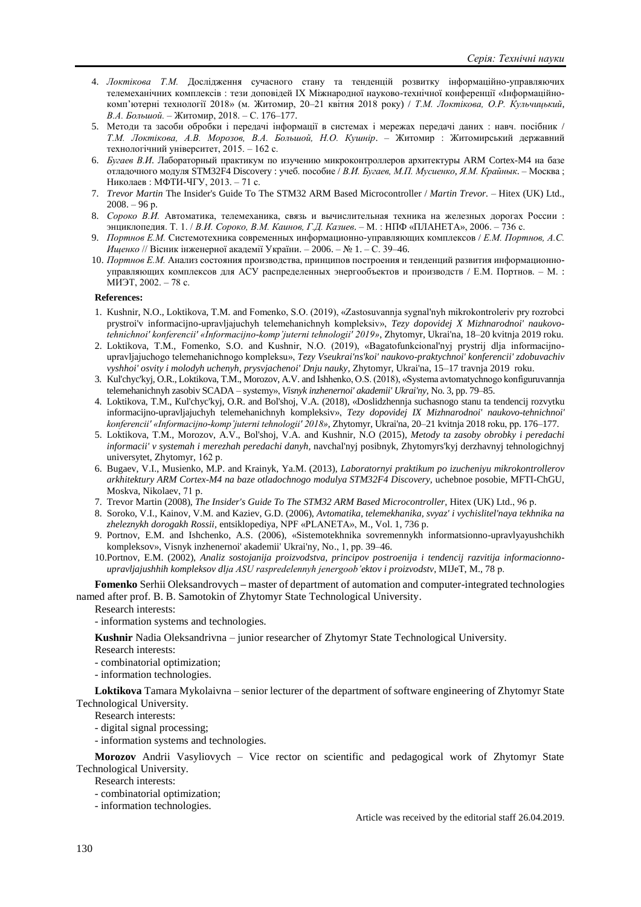4. *Локтікова Т.М.* Дослідження сучасного стану та тенденцій розвитку інформаційно-управляючих телемеханічних комплексів : тези доповідей IX Міжнародної науково-технічної конференції «Інформаційно-комп'ютерні технології 2018» (м. Житомир, 20–21 квітня 2018 року) / *Т.М. Локтікова, О.Р. Кульчицький, В.А. Большой.* – Житомир, 2018. – С. 176–177.
5. Методи та засоби обробки і передачі інформації в системах і мережах передачі даних : навч. посібник / *Т.М. Локтікова, А.В. Морозов, В.А. Большой, Н.О. Кушнір*. – Житомир : Житомирський державний технологічний університет, 2015. – 162 с.
6. *Бугаев В.И.* Лабораторный практикум по изучению микроконтроллеров архитектуры ARM Cortex-M4 на базе отладочного модуля STM32F4 Discovery : учеб. пособие / *В.И. Бугаев, М.П. Мусиенко, Я.М. Крайнык*. – Москва ; Николаев : МФТИ-ЧГУ, 2013. – 71 с.
7. *Trevor Martin* The Insider's Guide To The STM32 ARM Based Microcontroller / *Martin Trevor.* – Hitex (UK) Ltd., 2008. – 96 p.
8. *Сороко В.И.* Автоматика, телемеханика, связь и вычислительная техника на железных дорогах России : энциклопедия. Т. 1. / *В.И. Сороко, В.М. Каинов, Г.Д. Казиев*. – М. : НПФ «ПЛАНЕТА», 2006. – 736 с.
9. *Портнов Е.М.* Системотехника современных информационно-управляющих комплексов / *Е.М. Портнов, А.С. Ищенко* // Вісник інженерної академії України. – 2006. – № 1. – С. 39–46.
10. *Портнов Е.М.* Анализ состояния производства, принципов построения и тенденций развития информационно-управляющих комплексов для АСУ распределенных энергообъектов и производств / Е.М. Портнов. – М. : МИЭТ, 2002. – 78 с.

**References:**

1. Kushnir, N.O., Loktikova, T.M. and Fomenko, S.O. (2019), «Zastosuvannja sygnal'nyh mikrokontroleriv pry rozrobci prystroi'v informacijno-upravljajuchyh telemehanichnyh kompleksiv», *Tezy dopovidej X Mizhnarodnoi' naukovo-tehnichnoi' konferencii' «Informacijno-komp'juterni tehnologii' 2019»*, Zhytomyr, Ukrai'na, 18–20 kvitnja 2019 roku.
2. Loktikova, T.M., Fomenko, S.O. and Kushnir, N.O. (2019), «Bagatofunkcional'nyj prystrij dlja informacijno-upravljajuchogo telemehanichnogo kompleksu», *Tezy Vseukrai'ns'koi' naukovo-praktychnoi' konferencii' zdobuvachiv vyshhoi' osvity i molodyh uchenyh, prysvjachenoi' Dnju nauky*, Zhytomyr, Ukrai'na, 15–17 travnja 2019 roku.
3. Kul'chyc'kyj, O.R., Loktikova, T.M., Morozov, A.V. and Ishhenko, O.S. (2018), «Systema avtomatychnogo konfiguruvannja telemehanichnyh zasobiv SCADA – systemy», *Visnyk inzhenernoi' akademii' Ukrai'ny*, No. 3, pp. 79–85.
4. Loktikova, T.M., Kul'chyc'kyj, O.R. and Bol'shoj, V.A. (2018), «Doslidzhennja suchasnogo stanu ta tendencij rozvytku informacijno-upravljajuchyh telemehanichnyh kompleksiv», *Tezy dopovidej IX Mizhnarodnoi' naukovo-tehnichnoi' konferencii' «Informacijno-komp'juterni tehnologii' 2018»*, Zhytomyr, Ukrai'na, 20–21 kvitnja 2018 roku, pp. 176–177.
5. Loktikova, T.M., Morozov, A.V., Bol'shoj, V.A. and Kushnir, N.O (2015), *Metody ta zasoby obrobky i peredachi informacii' v systemah i merezhah peredachi danyh*, navchal'nyj posibnyk, Zhytomyrs'kyj derzhavnyj tehnologichnyj universytet, Zhytomyr, 162 p.
6. Bugaev, V.I., Musienko, M.P. and Krainyk, Ya.M. (2013), *Laboratornyi praktikum po izucheniyu mikrokontrollerov arkhitektury ARM Cortex-M4 na baze otladochnogo modulya STM32F4 Discovery*, uchebnoe posobie, MFTI-ChGU, Moskva, Nikolaev, 71 p.
7. Trevor Martin (2008), *The Insider's Guide To The STM32 ARM Based Microcontroller*, Hitex (UK) Ltd., 96 p.
8. Soroko, V.I., Kainov, V.M. and Kaziev, G.D. (2006), *Avtomatika, telemekhanika, svyaz' i vychislitel'naya tekhnika na zheleznykh dorogakh Rossii*, entsiklopediya, NPF «PLANETA», M., Vol. 1, 736 p.
9. Portnov, E.M. and Ishchenko, A.S. (2006), «Sistemotekhnika sovremennykh informatsionno-upravlyayushchikh kompleksov», Visnyk inzhenernoi' akademii' Ukrai'ny, No., 1, pp. 39–46.
10. Portnov, E.M. (2002), *Analiz sostojanija proizvodstva, principov postroenija i tendencij razvitija informacionno-upravljajushhih kompleksov dlja ASU raspredelennyh jenergoob'ektov i proizvodstv*, MIJeT, M., 78 p.

**Fomenko** Serhii Oleksandrovych – master of department of automation and computer-integrated technologies named after prof. B. B. Samotokin of Zhytomyr State Technological University.

Research interests:

- information systems and technologies.

**Kushnir** Nadia Oleksandrivna – junior researcher of Zhytomyr State Technological University.

Research interests:

- combinatorial optimization;
- information technologies.

**Loktikova** Tamara Mykolaivna – senior lecturer of the department of software engineering of Zhytomyr State Technological University.

Research interests:

- digital signal processing;
- information systems and technologies.

**Morozov** Andrii Vasyliovych – Vice rector on scientific and pedagogical work of Zhytomyr State Technological University.

Research interests:

- combinatorial optimization;
- information technologies.

Article was received by the editorial staff 26.04.2019.